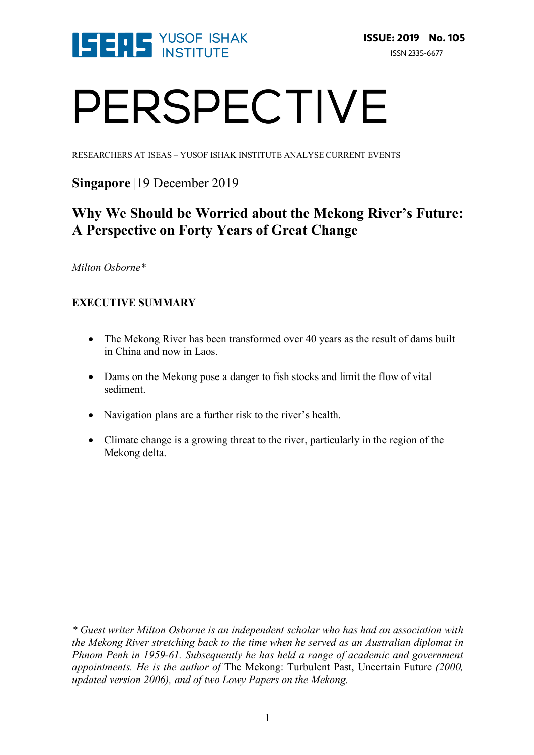ISEAS YUSOF ISHAK INSTITUTE

ISSUE: 2019 No. 105

ISSN 2335-6677

# PERSPECTIVE

RESEARCHERS AT ISEAS – YUSOF ISHAK INSTITUTE ANALYSE CURRENT EVENTS

**Singapore** |19 December 2019

## Why We Should be Worried about the Mekong River's Future: A Perspective on Forty Years of Great Change

*Milton Osborne**

### EXECUTIVE SUMMARY

- The Mekong River has been transformed over 40 years as the result of dams built in China and now in Laos.
- Dams on the Mekong pose a danger to fish stocks and limit the flow of vital sediment.
- Navigation plans are a further risk to the river's health.
- Climate change is a growing threat to the river, particularly in the region of the Mekong delta.

*\* Guest writer Milton Osborne is an independent scholar who has had an association with the Mekong River stretching back to the time when he served as an Australian diplomat in Phnom Penh in 1959-61. Subsequently he has held a range of academic and government appointments. He is the author of* The Mekong: Turbulent Past, Uncertain Future *(2000, updated version 2006), and of two Lowy Papers on the Mekong.*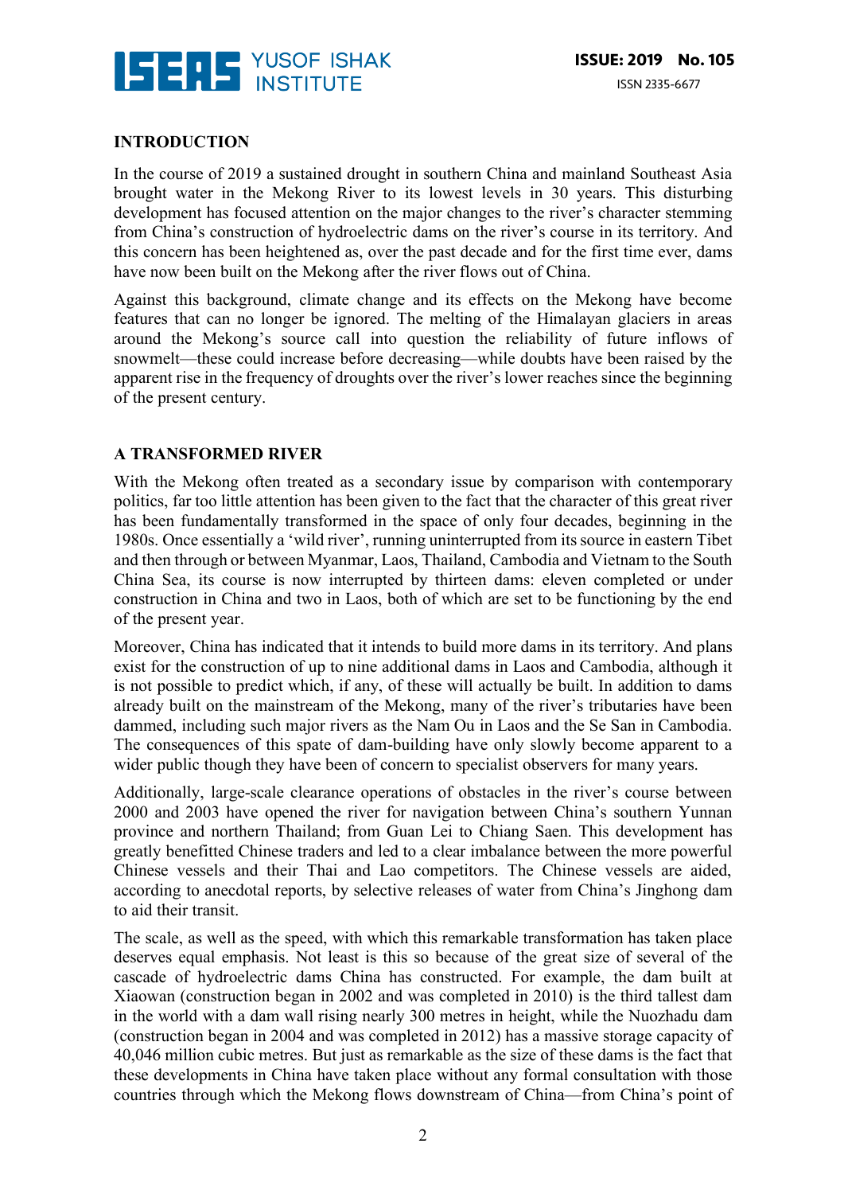## INTRODUCTION

In the course of 2019 a sustained drought in southern China and mainland Southeast Asia brought water in the Mekong River to its lowest levels in 30 years. This disturbing development has focused attention on the major changes to the river's character stemming from China's construction of hydroelectric dams on the river's course in its territory. And this concern has been heightened as, over the past decade and for the first time ever, dams have now been built on the Mekong after the river flows out of China.

Against this background, climate change and its effects on the Mekong have become features that can no longer be ignored. The melting of the Himalayan glaciers in areas around the Mekong's source call into question the reliability of future inflows of snowmelt—these could increase before decreasing—while doubts have been raised by the apparent rise in the frequency of droughts over the river's lower reaches since the beginning of the present century.

## A TRANSFORMED RIVER

With the Mekong often treated as a secondary issue by comparison with contemporary politics, far too little attention has been given to the fact that the character of this great river has been fundamentally transformed in the space of only four decades, beginning in the 1980s. Once essentially a 'wild river', running uninterrupted from its source in eastern Tibet and then through or between Myanmar, Laos, Thailand, Cambodia and Vietnam to the South China Sea, its course is now interrupted by thirteen dams: eleven completed or under construction in China and two in Laos, both of which are set to be functioning by the end of the present year.

Moreover, China has indicated that it intends to build more dams in its territory. And plans exist for the construction of up to nine additional dams in Laos and Cambodia, although it is not possible to predict which, if any, of these will actually be built. In addition to dams already built on the mainstream of the Mekong, many of the river's tributaries have been dammed, including such major rivers as the Nam Ou in Laos and the Se San in Cambodia. The consequences of this spate of dam-building have only slowly become apparent to a wider public though they have been of concern to specialist observers for many years.

Additionally, large-scale clearance operations of obstacles in the river's course between 2000 and 2003 have opened the river for navigation between China's southern Yunnan province and northern Thailand; from Guan Lei to Chiang Saen. This development has greatly benefitted Chinese traders and led to a clear imbalance between the more powerful Chinese vessels and their Thai and Lao competitors. The Chinese vessels are aided, according to anecdotal reports, by selective releases of water from China's Jinghong dam to aid their transit.

The scale, as well as the speed, with which this remarkable transformation has taken place deserves equal emphasis. Not least is this so because of the great size of several of the cascade of hydroelectric dams China has constructed. For example, the dam built at Xiaowan (construction began in 2002 and was completed in 2010) is the third tallest dam in the world with a dam wall rising nearly 300 metres in height, while the Nuozhadu dam (construction began in 2004 and was completed in 2012) has a massive storage capacity of 40,046 million cubic metres. But just as remarkable as the size of these dams is the fact that these developments in China have taken place without any formal consultation with those countries through which the Mekong flows downstream of China—from China's point of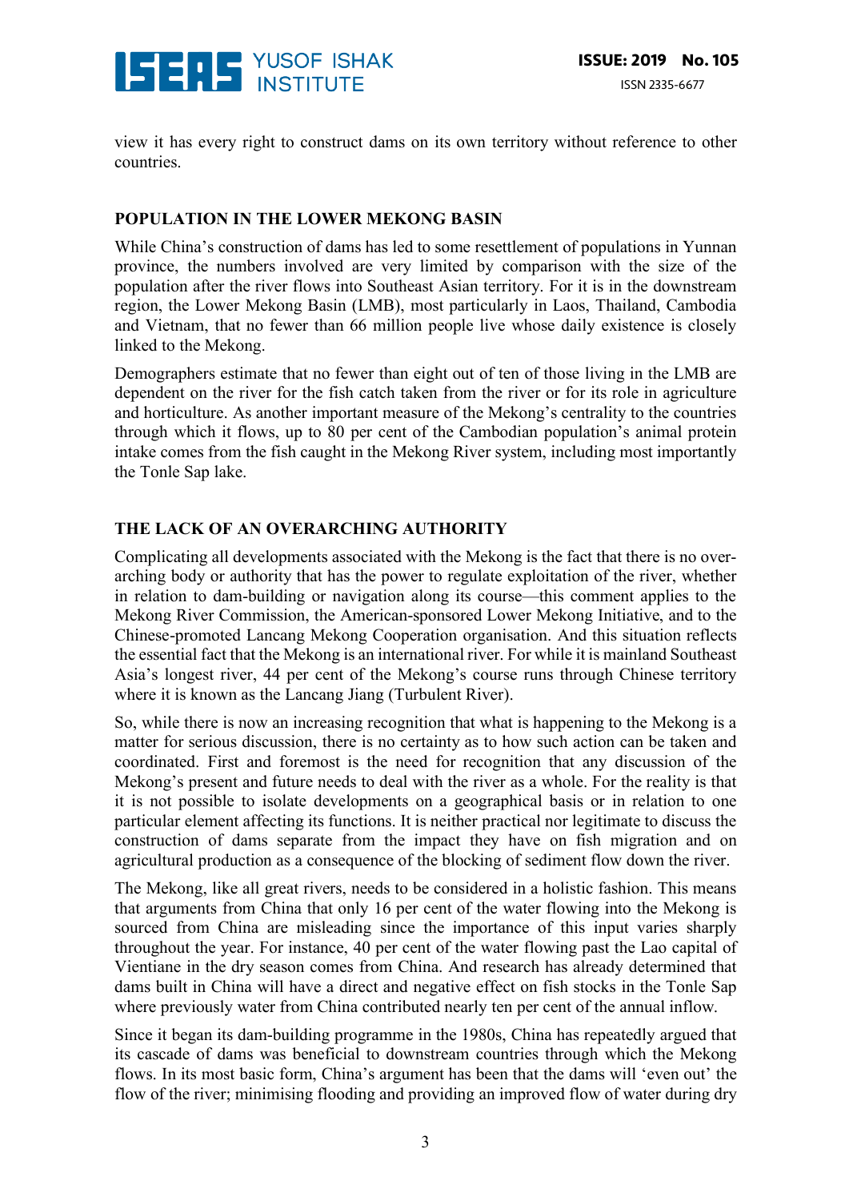view it has every right to construct dams on its own territory without reference to other countries.

## POPULATION IN THE LOWER MEKONG BASIN

While China's construction of dams has led to some resettlement of populations in Yunnan province, the numbers involved are very limited by comparison with the size of the population after the river flows into Southeast Asian territory. For it is in the downstream region, the Lower Mekong Basin (LMB), most particularly in Laos, Thailand, Cambodia and Vietnam, that no fewer than 66 million people live whose daily existence is closely linked to the Mekong.

Demographers estimate that no fewer than eight out of ten of those living in the LMB are dependent on the river for the fish catch taken from the river or for its role in agriculture and horticulture. As another important measure of the Mekong's centrality to the countries through which it flows, up to 80 per cent of the Cambodian population's animal protein intake comes from the fish caught in the Mekong River system, including most importantly the Tonle Sap lake.

## THE LACK OF AN OVERARCHING AUTHORITY

Complicating all developments associated with the Mekong is the fact that there is no over-arching body or authority that has the power to regulate exploitation of the river, whether in relation to dam-building or navigation along its course—this comment applies to the Mekong River Commission, the American-sponsored Lower Mekong Initiative, and to the Chinese-promoted Lancang Mekong Cooperation organisation. And this situation reflects the essential fact that the Mekong is an international river. For while it is mainland Southeast Asia's longest river, 44 per cent of the Mekong's course runs through Chinese territory where it is known as the Lancang Jiang (Turbulent River).

So, while there is now an increasing recognition that what is happening to the Mekong is a matter for serious discussion, there is no certainty as to how such action can be taken and coordinated. First and foremost is the need for recognition that any discussion of the Mekong's present and future needs to deal with the river as a whole. For the reality is that it is not possible to isolate developments on a geographical basis or in relation to one particular element affecting its functions. It is neither practical nor legitimate to discuss the construction of dams separate from the impact they have on fish migration and on agricultural production as a consequence of the blocking of sediment flow down the river.

The Mekong, like all great rivers, needs to be considered in a holistic fashion. This means that arguments from China that only 16 per cent of the water flowing into the Mekong is sourced from China are misleading since the importance of this input varies sharply throughout the year. For instance, 40 per cent of the water flowing past the Lao capital of Vientiane in the dry season comes from China. And research has already determined that dams built in China will have a direct and negative effect on fish stocks in the Tonle Sap where previously water from China contributed nearly ten per cent of the annual inflow.

Since it began its dam-building programme in the 1980s, China has repeatedly argued that its cascade of dams was beneficial to downstream countries through which the Mekong flows. In its most basic form, China's argument has been that the dams will 'even out' the flow of the river; minimising flooding and providing an improved flow of water during dry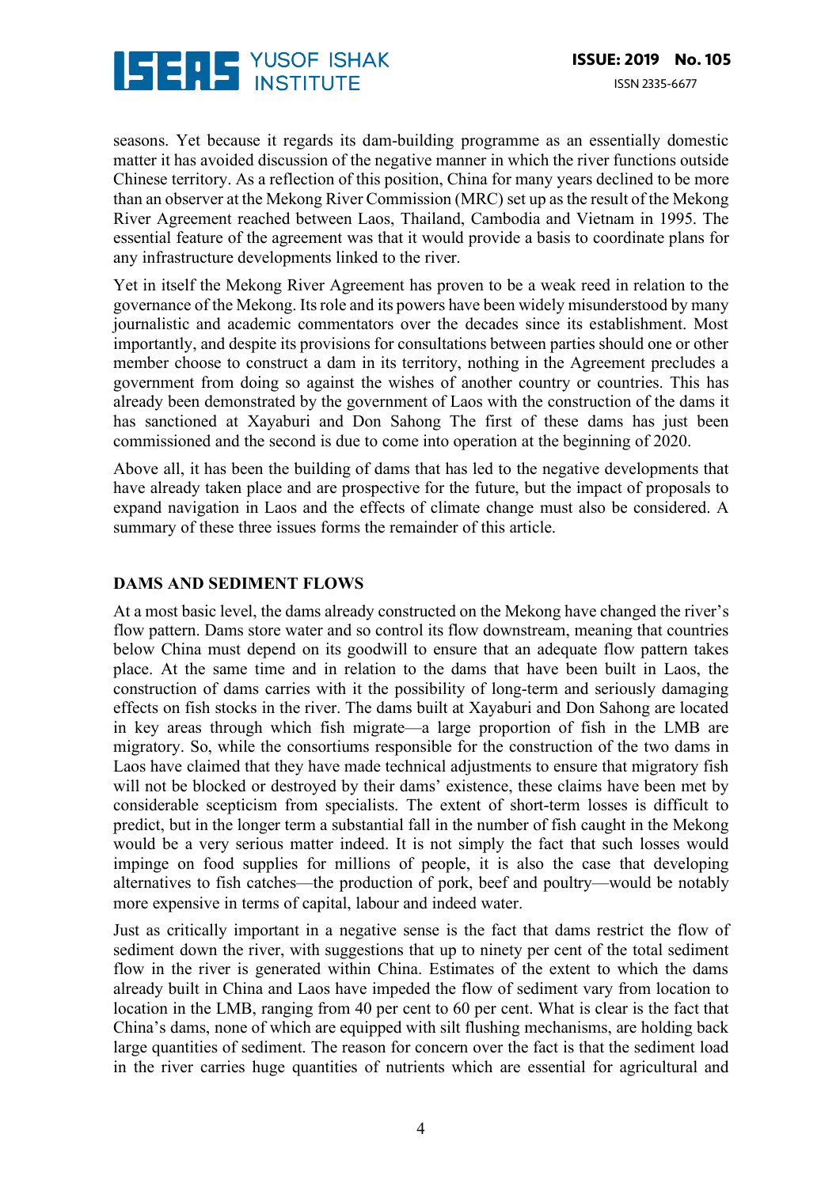seasons. Yet because it regards its dam-building programme as an essentially domestic matter it has avoided discussion of the negative manner in which the river functions outside Chinese territory. As a reflection of this position, China for many years declined to be more than an observer at the Mekong River Commission (MRC) set up as the result of the Mekong River Agreement reached between Laos, Thailand, Cambodia and Vietnam in 1995. The essential feature of the agreement was that it would provide a basis to coordinate plans for any infrastructure developments linked to the river.

Yet in itself the Mekong River Agreement has proven to be a weak reed in relation to the governance of the Mekong. Its role and its powers have been widely misunderstood by many journalistic and academic commentators over the decades since its establishment. Most importantly, and despite its provisions for consultations between parties should one or other member choose to construct a dam in its territory, nothing in the Agreement precludes a government from doing so against the wishes of another country or countries. This has already been demonstrated by the government of Laos with the construction of the dams it has sanctioned at Xayaburi and Don Sahong The first of these dams has just been commissioned and the second is due to come into operation at the beginning of 2020.

Above all, it has been the building of dams that has led to the negative developments that have already taken place and are prospective for the future, but the impact of proposals to expand navigation in Laos and the effects of climate change must also be considered. A summary of these three issues forms the remainder of this article.

## DAMS AND SEDIMENT FLOWS

At a most basic level, the dams already constructed on the Mekong have changed the river's flow pattern. Dams store water and so control its flow downstream, meaning that countries below China must depend on its goodwill to ensure that an adequate flow pattern takes place. At the same time and in relation to the dams that have been built in Laos, the construction of dams carries with it the possibility of long-term and seriously damaging effects on fish stocks in the river. The dams built at Xayaburi and Don Sahong are located in key areas through which fish migrate—a large proportion of fish in the LMB are migratory. So, while the consortiums responsible for the construction of the two dams in Laos have claimed that they have made technical adjustments to ensure that migratory fish will not be blocked or destroyed by their dams' existence, these claims have been met by considerable scepticism from specialists. The extent of short-term losses is difficult to predict, but in the longer term a substantial fall in the number of fish caught in the Mekong would be a very serious matter indeed. It is not simply the fact that such losses would impinge on food supplies for millions of people, it is also the case that developing alternatives to fish catches—the production of pork, beef and poultry—would be notably more expensive in terms of capital, labour and indeed water.

Just as critically important in a negative sense is the fact that dams restrict the flow of sediment down the river, with suggestions that up to ninety per cent of the total sediment flow in the river is generated within China. Estimates of the extent to which the dams already built in China and Laos have impeded the flow of sediment vary from location to location in the LMB, ranging from 40 per cent to 60 per cent. What is clear is the fact that China's dams, none of which are equipped with silt flushing mechanisms, are holding back large quantities of sediment. The reason for concern over the fact is that the sediment load in the river carries huge quantities of nutrients which are essential for agricultural and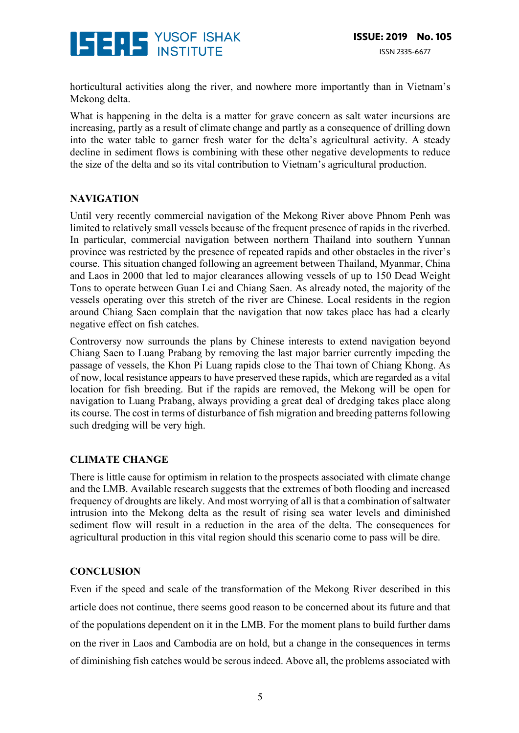horticultural activities along the river, and nowhere more importantly than in Vietnam's Mekong delta.

What is happening in the delta is a matter for grave concern as salt water incursions are increasing, partly as a result of climate change and partly as a consequence of drilling down into the water table to garner fresh water for the delta's agricultural activity. A steady decline in sediment flows is combining with these other negative developments to reduce the size of the delta and so its vital contribution to Vietnam's agricultural production.

## NAVIGATION

Until very recently commercial navigation of the Mekong River above Phnom Penh was limited to relatively small vessels because of the frequent presence of rapids in the riverbed. In particular, commercial navigation between northern Thailand into southern Yunnan province was restricted by the presence of repeated rapids and other obstacles in the river's course. This situation changed following an agreement between Thailand, Myanmar, China and Laos in 2000 that led to major clearances allowing vessels of up to 150 Dead Weight Tons to operate between Guan Lei and Chiang Saen. As already noted, the majority of the vessels operating over this stretch of the river are Chinese. Local residents in the region around Chiang Saen complain that the navigation that now takes place has had a clearly negative effect on fish catches.

Controversy now surrounds the plans by Chinese interests to extend navigation beyond Chiang Saen to Luang Prabang by removing the last major barrier currently impeding the passage of vessels, the Khon Pi Luang rapids close to the Thai town of Chiang Khong. As of now, local resistance appears to have preserved these rapids, which are regarded as a vital location for fish breeding. But if the rapids are removed, the Mekong will be open for navigation to Luang Prabang, always providing a great deal of dredging takes place along its course. The cost in terms of disturbance of fish migration and breeding patterns following such dredging will be very high.

## CLIMATE CHANGE

There is little cause for optimism in relation to the prospects associated with climate change and the LMB. Available research suggests that the extremes of both flooding and increased frequency of droughts are likely. And most worrying of all is that a combination of saltwater intrusion into the Mekong delta as the result of rising sea water levels and diminished sediment flow will result in a reduction in the area of the delta. The consequences for agricultural production in this vital region should this scenario come to pass will be dire.

## CONCLUSION

Even if the speed and scale of the transformation of the Mekong River described in this article does not continue, there seems good reason to be concerned about its future and that of the populations dependent on it in the LMB. For the moment plans to build further dams on the river in Laos and Cambodia are on hold, but a change in the consequences in terms of diminishing fish catches would be serous indeed. Above all, the problems associated with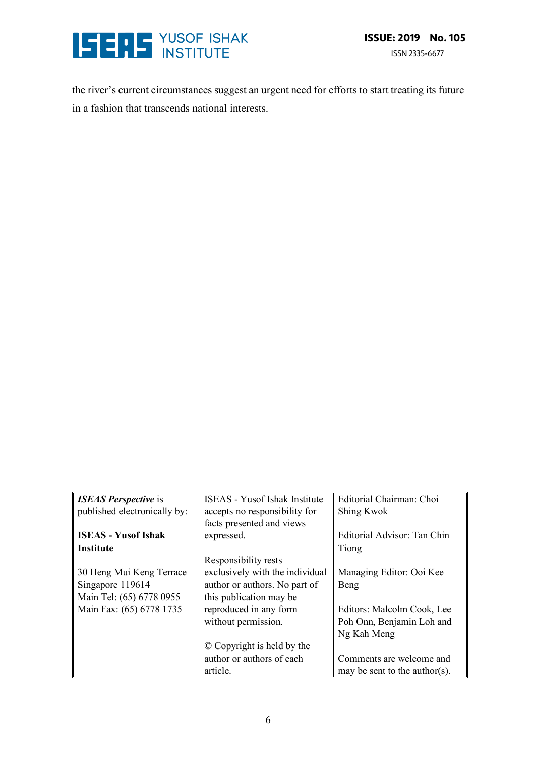the river's current circumstances suggest an urgent need for efforts to start treating its future in a fashion that transcends national interests.

| | | |
|---|---|---|
| ***ISEAS Perspective*** is published electronically by:<br><br>**ISEAS - Yusof Ishak Institute**<br><br>30 Heng Mui Keng Terrace<br>Singapore 119614<br>Main Tel: (65) 6778 0955<br>Main Fax: (65) 6778 1735 | ISEAS - Yusof Ishak Institute accepts no responsibility for facts presented and views expressed.<br><br>Responsibility rests exclusively with the individual author or authors. No part of this publication may be reproduced in any form without permission.<br><br>© Copyright is held by the author or authors of each article. | Editorial Chairman: Choi Shing Kwok<br><br>Editorial Advisor: Tan Chin Tiong<br><br>Managing Editor: Ooi Kee Beng<br><br>Editors: Malcolm Cook, Lee Poh Onn, Benjamin Loh and Ng Kah Meng<br><br>Comments are welcome and may be sent to the author(s). |